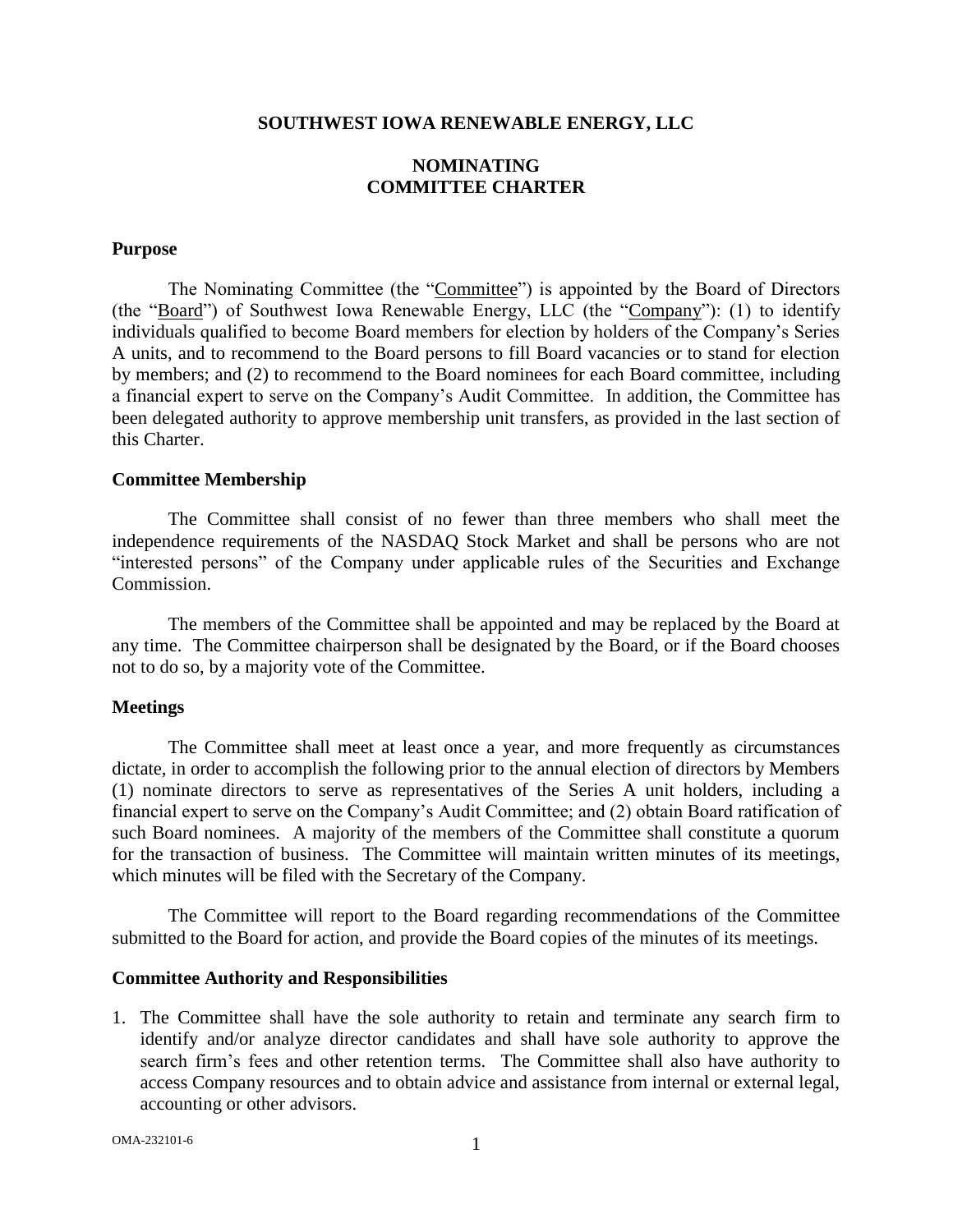# SOUTHWEST IOWA RENEWABLE ENERGY, LLC

## NOMINATING COMMITTEE CHARTER

### Purpose

The Nominating Committee (the "Committee") is appointed by the Board of Directors (the "Board") of Southwest Iowa Renewable Energy, LLC (the "Company"): (1) to identify individuals qualified to become Board members for election by holders of the Company's Series A units, and to recommend to the Board persons to fill Board vacancies or to stand for election by members; and (2) to recommend to the Board nominees for each Board committee, including a financial expert to serve on the Company's Audit Committee. In addition, the Committee has been delegated authority to approve membership unit transfers, as provided in the last section of this Charter.

### Committee Membership

The Committee shall consist of no fewer than three members who shall meet the independence requirements of the NASDAQ Stock Market and shall be persons who are not "interested persons" of the Company under applicable rules of the Securities and Exchange Commission.

The members of the Committee shall be appointed and may be replaced by the Board at any time. The Committee chairperson shall be designated by the Board, or if the Board chooses not to do so, by a majority vote of the Committee.

### Meetings

The Committee shall meet at least once a year, and more frequently as circumstances dictate, in order to accomplish the following prior to the annual election of directors by Members (1) nominate directors to serve as representatives of the Series A unit holders, including a financial expert to serve on the Company's Audit Committee; and (2) obtain Board ratification of such Board nominees. A majority of the members of the Committee shall constitute a quorum for the transaction of business. The Committee will maintain written minutes of its meetings, which minutes will be filed with the Secretary of the Company.

The Committee will report to the Board regarding recommendations of the Committee submitted to the Board for action, and provide the Board copies of the minutes of its meetings.

### Committee Authority and Responsibilities

1. The Committee shall have the sole authority to retain and terminate any search firm to identify and/or analyze director candidates and shall have sole authority to approve the search firm's fees and other retention terms. The Committee shall also have authority to access Company resources and to obtain advice and assistance from internal or external legal, accounting or other advisors.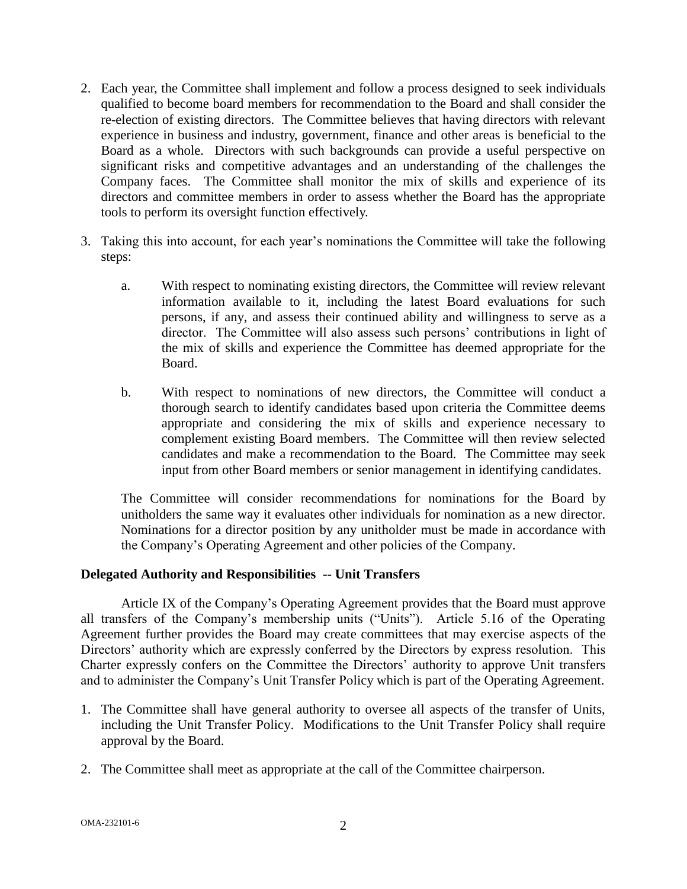2. Each year, the Committee shall implement and follow a process designed to seek individuals qualified to become board members for recommendation to the Board and shall consider the re-election of existing directors. The Committee believes that having directors with relevant experience in business and industry, government, finance and other areas is beneficial to the Board as a whole. Directors with such backgrounds can provide a useful perspective on significant risks and competitive advantages and an understanding of the challenges the Company faces. The Committee shall monitor the mix of skills and experience of its directors and committee members in order to assess whether the Board has the appropriate tools to perform its oversight function effectively.

3. Taking this into account, for each year's nominations the Committee will take the following steps:

   a. With respect to nominating existing directors, the Committee will review relevant information available to it, including the latest Board evaluations for such persons, if any, and assess their continued ability and willingness to serve as a director. The Committee will also assess such persons' contributions in light of the mix of skills and experience the Committee has deemed appropriate for the Board.

   b. With respect to nominations of new directors, the Committee will conduct a thorough search to identify candidates based upon criteria the Committee deems appropriate and considering the mix of skills and experience necessary to complement existing Board members. The Committee will then review selected candidates and make a recommendation to the Board. The Committee may seek input from other Board members or senior management in identifying candidates.

   The Committee will consider recommendations for nominations for the Board by unitholders the same way it evaluates other individuals for nomination as a new director. Nominations for a director position by any unitholder must be made in accordance with the Company's Operating Agreement and other policies of the Company.

**Delegated Authority and Responsibilities -- Unit Transfers**

Article IX of the Company's Operating Agreement provides that the Board must approve all transfers of the Company's membership units ("Units"). Article 5.16 of the Operating Agreement further provides the Board may create committees that may exercise aspects of the Directors' authority which are expressly conferred by the Directors by express resolution. This Charter expressly confers on the Committee the Directors' authority to approve Unit transfers and to administer the Company's Unit Transfer Policy which is part of the Operating Agreement.

1. The Committee shall have general authority to oversee all aspects of the transfer of Units, including the Unit Transfer Policy. Modifications to the Unit Transfer Policy shall require approval by the Board.

2. The Committee shall meet as appropriate at the call of the Committee chairperson.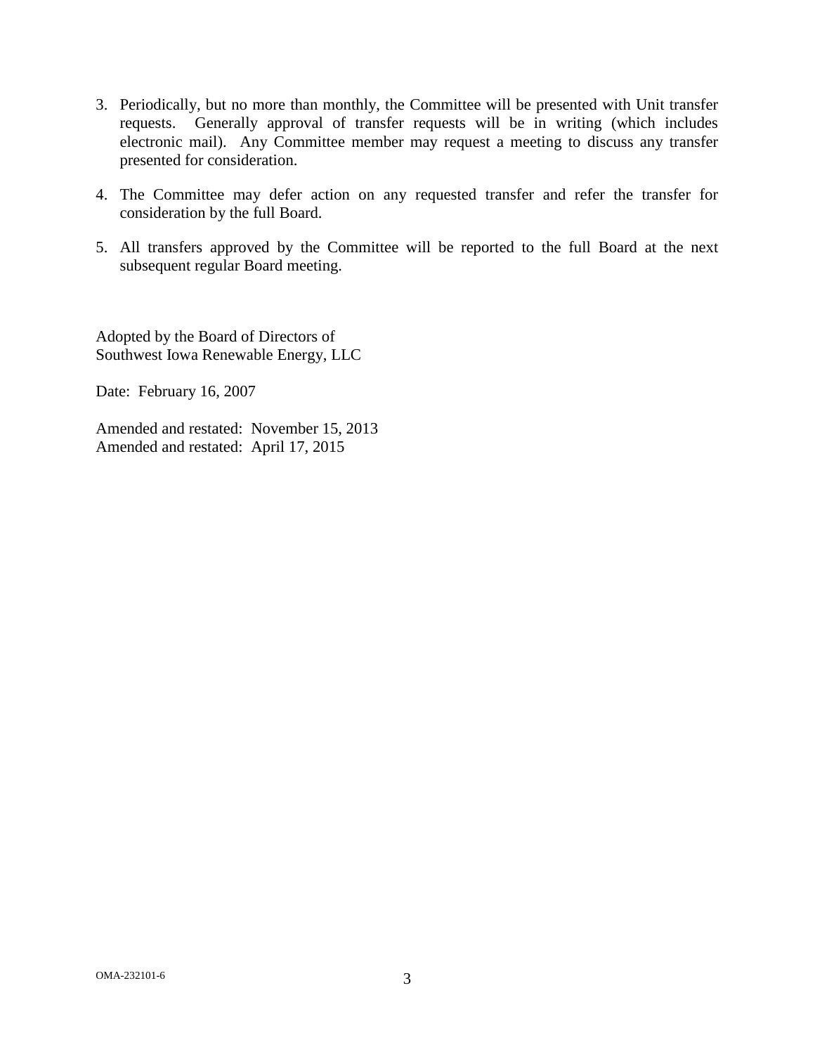3. Periodically, but no more than monthly, the Committee will be presented with Unit transfer requests. Generally approval of transfer requests will be in writing (which includes electronic mail). Any Committee member may request a meeting to discuss any transfer presented for consideration.

4. The Committee may defer action on any requested transfer and refer the transfer for consideration by the full Board.

5. All transfers approved by the Committee will be reported to the full Board at the next subsequent regular Board meeting.

Adopted by the Board of Directors of
Southwest Iowa Renewable Energy, LLC

Date: February 16, 2007

Amended and restated: November 15, 2013
Amended and restated: April 17, 2015

OMA-232101-6